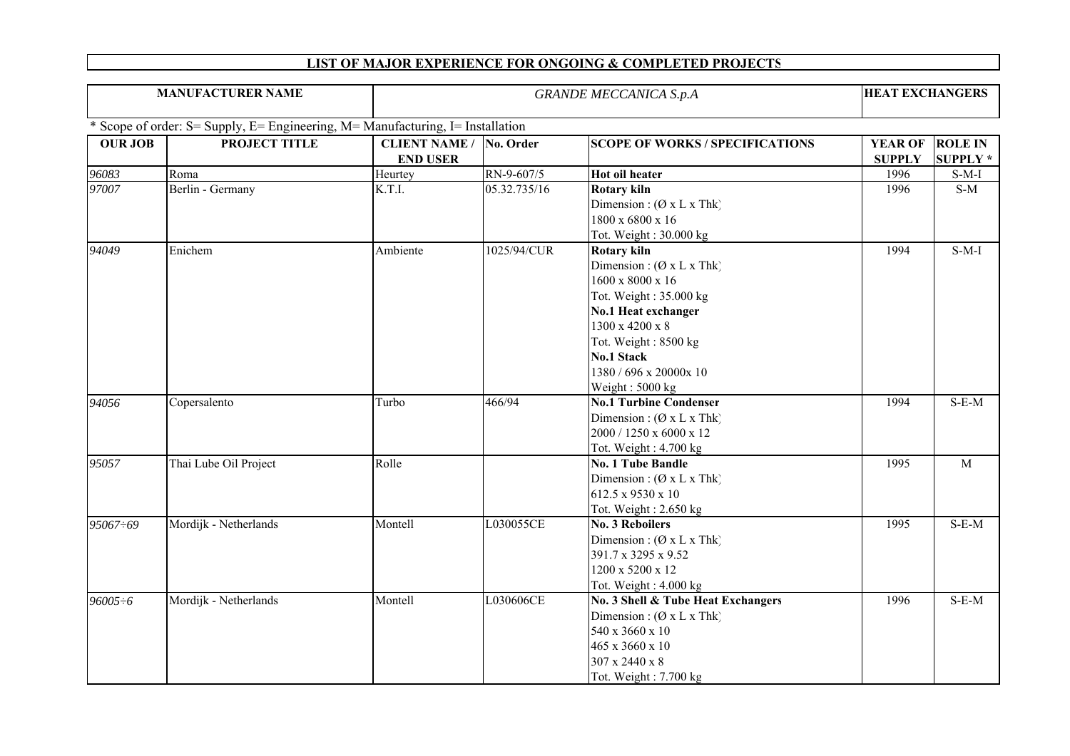# LIST OF MAJOR EXPERIENCE FOR ONGOING & COMPLETED PROJECTS

| MANUFACTURER NAME | *GRANDE MECCANICA S.p.A* | HEAT EXCHANGERS |
|---|---|---|

\* Scope of order: S= Supply, E= Engineering, M= Manufacturing, I= Installation

| OUR JOB | PROJECT TITLE | CLIENT NAME / END USER | No. Order | SCOPE OF WORKS / SPECIFICATIONS | YEAR OF SUPPLY | ROLE IN SUPPLY * |
|---|---|---|---|---|---|---|
| *96083* | Roma | Heurtey | RN-9-607/5 | **Hot oil heater** | 1996 | S-M-I |
| *97007* | Berlin - Germany | K.T.I. | 05.32.735/16 | **Rotary kiln**<br>Dimension : (Ø x L x Thk)<br>1800 x 6800 x 16<br>Tot. Weight : 30.000 kg | 1996 | S-M |
| *94049* | Enichem | Ambiente | 1025/94/CUR | **Rotary kiln**<br>Dimension : (Ø x L x Thk)<br>1600 x 8000 x 16<br>Tot. Weight : 35.000 kg<br>**No.1 Heat exchanger**<br>1300 x 4200 x 8<br>Tot. Weight : 8500 kg<br>**No.1 Stack**<br>1380 / 696 x 20000x 10<br>Weight : 5000 kg | 1994 | S-M-I |
| *94056* | Copersalento | Turbo | 466/94 | **No.1 Turbine Condenser**<br>Dimension : (Ø x L x Thk)<br>2000 / 1250 x 6000 x 12<br>Tot. Weight : 4.700 kg | 1994 | S-E-M |
| *95057* | Thai Lube Oil Project | Rolle | | **No. 1 Tube Bandle**<br>Dimension : (Ø x L x Thk)<br>612.5 x 9530 x 10<br>Tot. Weight : 2.650 kg | 1995 | M |
| *95067÷69* | Mordijk - Netherlands | Montell | L030055CE | **No. 3 Reboilers**<br>Dimension : (Ø x L x Thk)<br>391.7 x 3295 x 9.52<br>1200 x 5200 x 12<br>Tot. Weight : 4.000 kg | 1995 | S-E-M |
| *96005÷6* | Mordijk - Netherlands | Montell | L030606CE | **No. 3 Shell & Tube Heat Exchangers**<br>Dimension : (Ø x L x Thk)<br>540 x 3660 x 10<br>465 x 3660 x 10<br>307 x 2440 x 8<br>Tot. Weight : 7.700 kg | 1996 | S-E-M |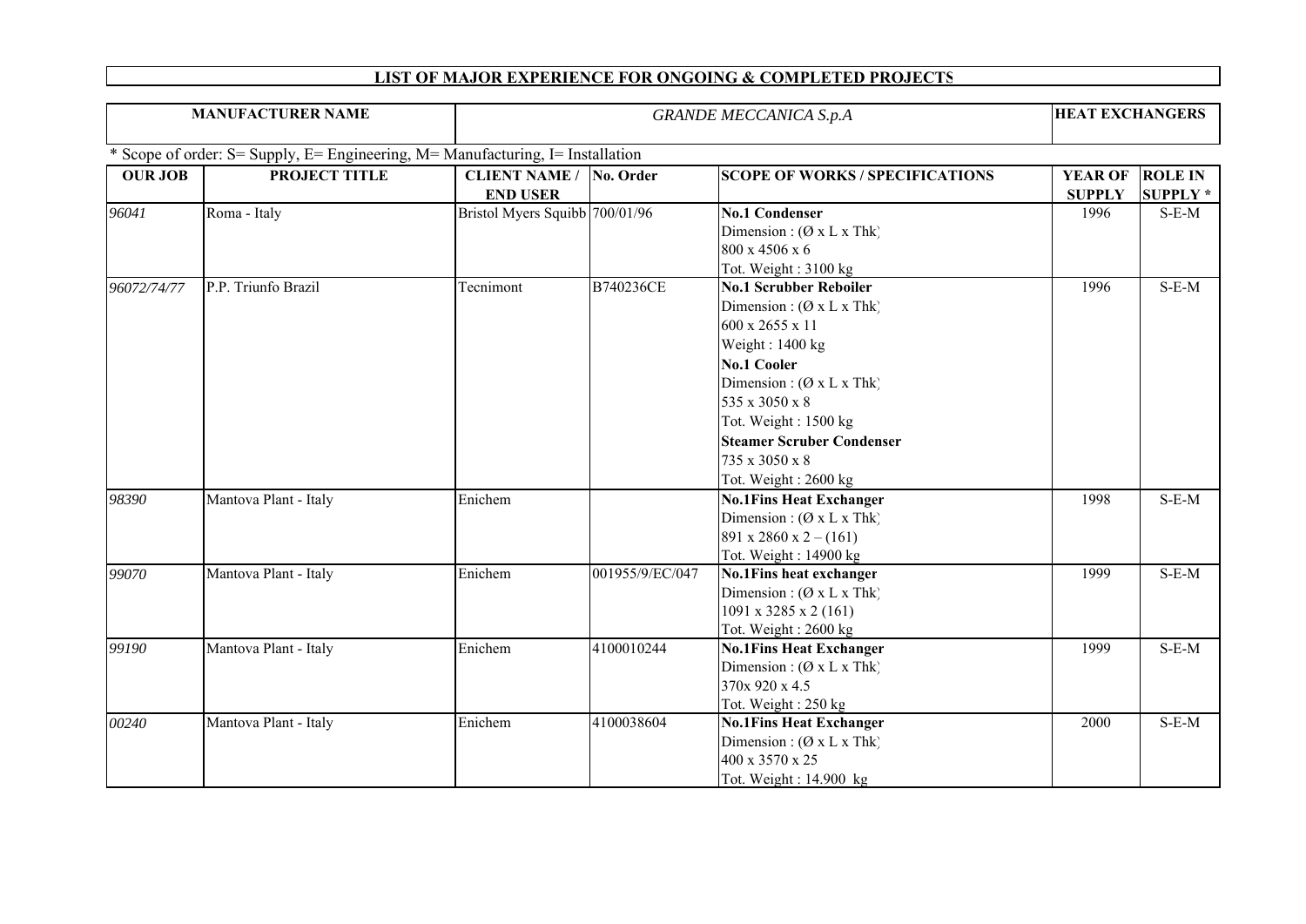## LIST OF MAJOR EXPERIENCE FOR ONGOING & COMPLETED PROJECTS

| MANUFACTURER NAME | GRANDE MECCANICA S.p.A | HEAT EXCHANGERS |
|---|---|---|

* Scope of order: S= Supply, E= Engineering, M= Manufacturing, I= Installation

| OUR JOB | PROJECT TITLE | CLIENT NAME / END USER | No. Order | SCOPE OF WORKS / SPECIFICATIONS | YEAR OF SUPPLY | ROLE IN SUPPLY * |
|---|---|---|---|---|---|---|
| *96041* | Roma - Italy | Bristol Myers Squibb | 700/01/96 | **No.1 Condenser**<br>Dimension : (Ø x L x Thk)<br>800 x 4506 x 6<br>Tot. Weight : 3100 kg | 1996 | S-E-M |
| *96072/74/77* | P.P. Triunfo Brazil | Tecnimont | B740236CE | **No.1 Scrubber Reboiler**<br>Dimension : (Ø x L x Thk)<br>600 x 2655 x 11<br>Weight : 1400 kg<br>**No.1 Cooler**<br>Dimension : (Ø x L x Thk)<br>535 x 3050 x 8<br>Tot. Weight : 1500 kg<br>**Steamer Scruber Condenser**<br>735 x 3050 x 8<br>Tot. Weight : 2600 kg | 1996 | S-E-M |
| *98390* | Mantova Plant - Italy | Enichem | | **No.1Fins Heat Exchanger**<br>Dimension : (Ø x L x Thk)<br>891 x 2860 x 2 – (161)<br>Tot. Weight : 14900 kg | 1998 | S-E-M |
| *99070* | Mantova Plant - Italy | Enichem | 001955/9/EC/047 | **No.1Fins heat exchanger**<br>Dimension : (Ø x L x Thk)<br>1091 x 3285 x 2 (161)<br>Tot. Weight : 2600 kg | 1999 | S-E-M |
| *99190* | Mantova Plant - Italy | Enichem | 4100010244 | **No.1Fins Heat Exchanger**<br>Dimension : (Ø x L x Thk)<br>370x 920 x 4.5<br>Tot. Weight : 250 kg | 1999 | S-E-M |
| *00240* | Mantova Plant - Italy | Enichem | 4100038604 | **No.1Fins Heat Exchanger**<br>Dimension : (Ø x L x Thk)<br>400 x 3570 x 25<br>Tot. Weight : 14.900 kg | 2000 | S-E-M |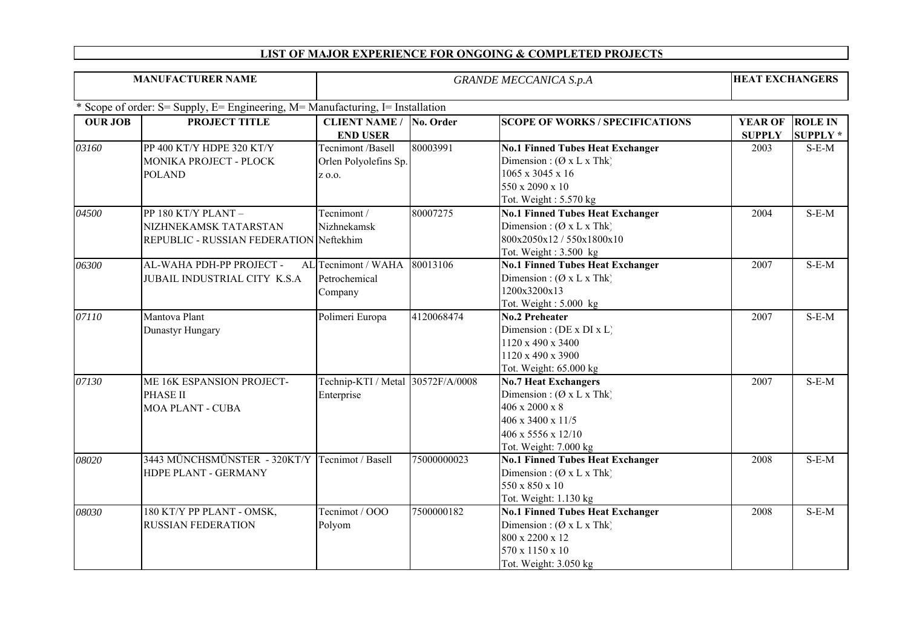# LIST OF MAJOR EXPERIENCE FOR ONGOING & COMPLETED PROJECTS

| MANUFACTURER NAME | GRANDE MECCANICA S.p.A | HEAT EXCHANGERS |
|---|---|---|

* Scope of order: S= Supply, E= Engineering, M= Manufacturing, I= Installation

| OUR JOB | PROJECT TITLE | CLIENT NAME / END USER | No. Order | SCOPE OF WORKS / SPECIFICATIONS | YEAR OF SUPPLY | ROLE IN SUPPLY * |
|---|---|---|---|---|---|---|
| *03160* | PP 400 KT/Y HDPE 320 KT/Y MONIKA PROJECT - PLOCK POLAND | Tecnimont /Basell Orlen Polyolefins Sp. z o.o. | 80003991 | **No.1 Finned Tubes Heat Exchanger**<br>Dimension : (Ø x L x Thk)<br>1065 x 3045 x 16<br>550 x 2090 x 10<br>Tot. Weight : 5.570 kg | 2003 | S-E-M |
| *04500* | PP 180 KT/Y PLANT – NIZHNEKAMSK TATARSTAN REPUBLIC - RUSSIAN FEDERATION | Tecnimont / Nizhnekamsk Neftekhim | 80007275 | **No.1 Finned Tubes Heat Exchanger**<br>Dimension : (Ø x L x Thk)<br>800x2050x12 / 550x1800x10<br>Tot. Weight : 3.500 kg | 2004 | S-E-M |
| *06300* | AL-WAHA PDH-PP PROJECT - AL JUBAIL INDUSTRIAL CITY K.S.A | Tecnimont / WAHA Petrochemical Company | 80013106 | **No.1 Finned Tubes Heat Exchanger**<br>Dimension : (Ø x L x Thk)<br>1200x3200x13<br>Tot. Weight : 5.000 kg | 2007 | S-E-M |
| *07110* | Mantova Plant<br>Dunastyr Hungary | Polimeri Europa | 4120068474 | **No.2 Preheater**<br>Dimension : (DE x DI x L)<br>1120 x 490 x 3400<br>1120 x 490 x 3900<br>Tot. Weight: 65.000 kg | 2007 | S-E-M |
| *07130* | ME 16K ESPANSION PROJECT-PHASE II<br>MOA PLANT - CUBA | Technip-KTI / Metal Enterprise | 30572F/A/0008 | **No.7 Heat Exchangers**<br>Dimension : (Ø x L x Thk)<br>406 x 2000 x 8<br>406 x 3400 x 11/5<br>406 x 5556 x 12/10<br>Tot. Weight: 7.000 kg | 2007 | S-E-M |
| *08020* | 3443 MÜNCHSMÜNSTER - 320KT/Y HDPE PLANT - GERMANY | Tecnimot / Basell | 75000000023 | **No.1 Finned Tubes Heat Exchanger**<br>Dimension : (Ø x L x Thk)<br>550 x 850 x 10<br>Tot. Weight: 1.130 kg | 2008 | S-E-M |
| *08030* | 180 KT/Y PP PLANT - OMSK, RUSSIAN FEDERATION | Tecnimot / OOO Polyom | 7500000182 | **No.1 Finned Tubes Heat Exchanger**<br>Dimension : (Ø x L x Thk)<br>800 x 2200 x 12<br>570 x 1150 x 10<br>Tot. Weight: 3.050 kg | 2008 | S-E-M |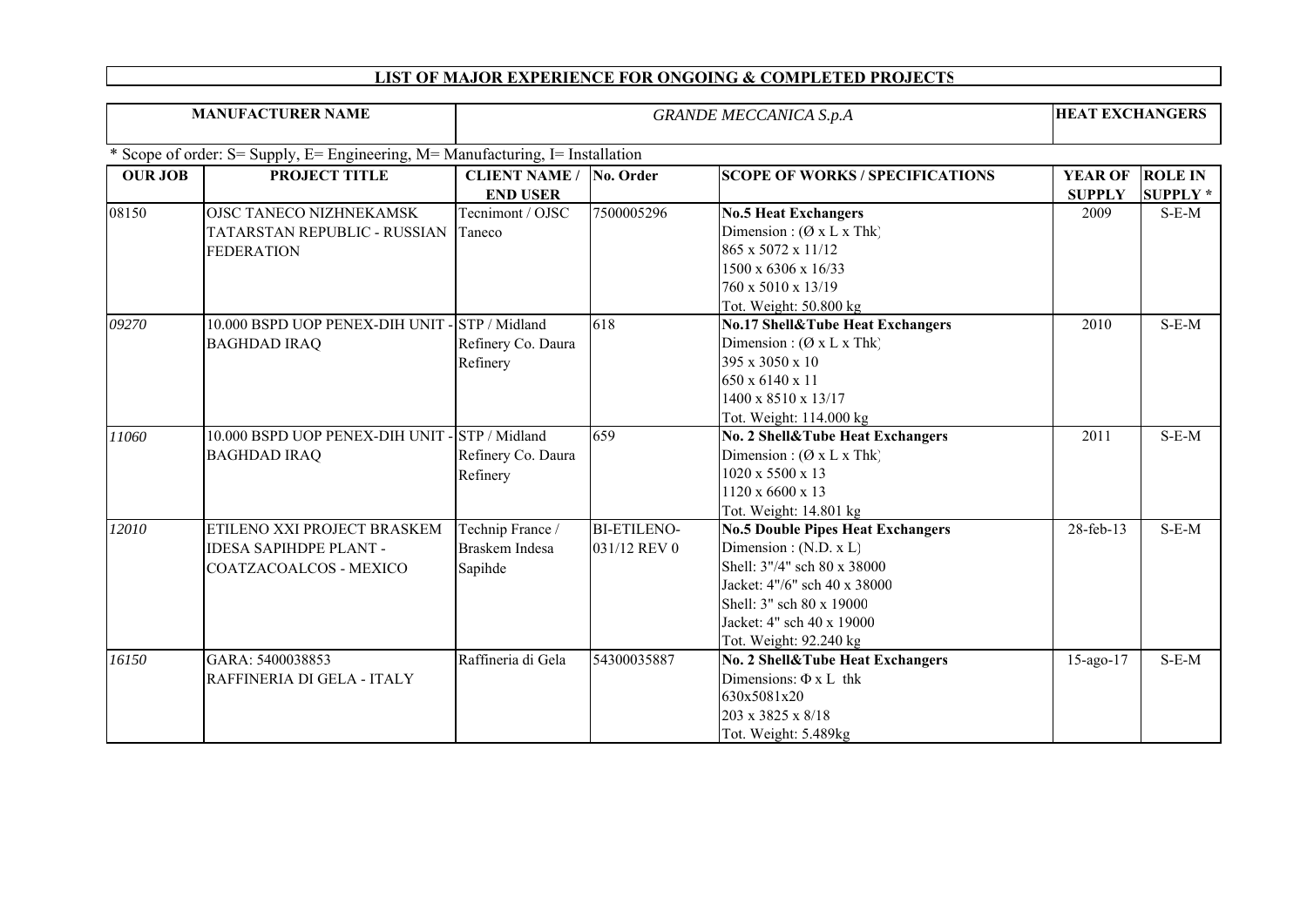# LIST OF MAJOR EXPERIENCE FOR ONGOING & COMPLETED PROJECTS

| MANUFACTURER NAME | *GRANDE MECCANICA S.p.A* | HEAT EXCHANGERS |
|---|---|---|

\* Scope of order: S= Supply, E= Engineering, M= Manufacturing, I= Installation

| OUR JOB | PROJECT TITLE | CLIENT NAME / END USER | No. Order | SCOPE OF WORKS / SPECIFICATIONS | YEAR OF SUPPLY | ROLE IN SUPPLY * |
|---|---|---|---|---|---|---|
| 08150 | OJSC TANECO NIZHNEKAMSK TATARSTAN REPUBLIC - RUSSIAN FEDERATION | Tecnimont / OJSC Taneco | 7500005296 | **No.5 Heat Exchangers**<br>Dimension : (Ø x L x Thk)<br>865 x 5072 x 11/12<br>1500 x 6306 x 16/33<br>760 x 5010 x 13/19<br>Tot. Weight: 50.800 kg | 2009 | S-E-M |
| *09270* | 10.000 BSPD UOP PENEX-DIH UNIT - BAGHDAD IRAQ | STP / Midland Refinery Co. Daura Refinery | 618 | **No.17 Shell&Tube Heat Exchangers**<br>Dimension : (Ø x L x Thk)<br>395 x 3050 x 10<br>650 x 6140 x 11<br>1400 x 8510 x 13/17<br>Tot. Weight: 114.000 kg | 2010 | S-E-M |
| *11060* | 10.000 BSPD UOP PENEX-DIH UNIT - BAGHDAD IRAQ | STP / Midland Refinery Co. Daura Refinery | 659 | **No. 2 Shell&Tube Heat Exchangers**<br>Dimension : (Ø x L x Thk)<br>1020 x 5500 x 13<br>1120 x 6600 x 13<br>Tot. Weight: 14.801 kg | 2011 | S-E-M |
| *12010* | ETILENO XXI PROJECT BRASKEM IDESA SAPIHDPE PLANT - COATZACOALCOS - MEXICO | Technip France / Braskem Indesa Sapihde | BI-ETILENO-031/12 REV 0 | **No.5 Double Pipes Heat Exchangers**<br>Dimension : (N.D. x L)<br>Shell: 3"/4" sch 80 x 38000<br>Jacket: 4"/6" sch 40 x 38000<br>Shell: 3" sch 80 x 19000<br>Jacket: 4" sch 40 x 19000<br>Tot. Weight: 92.240 kg | 28-feb-13 | S-E-M |
| *16150* | GARA: 5400038853<br>RAFFINERIA DI GELA - ITALY | Raffineria di Gela | 54300035887 | **No. 2 Shell&Tube Heat Exchangers**<br>Dimensions: Φ x L thk<br>630x5081x20<br>203 x 3825 x 8/18<br>Tot. Weight: 5.489kg | 15-ago-17 | S-E-M |